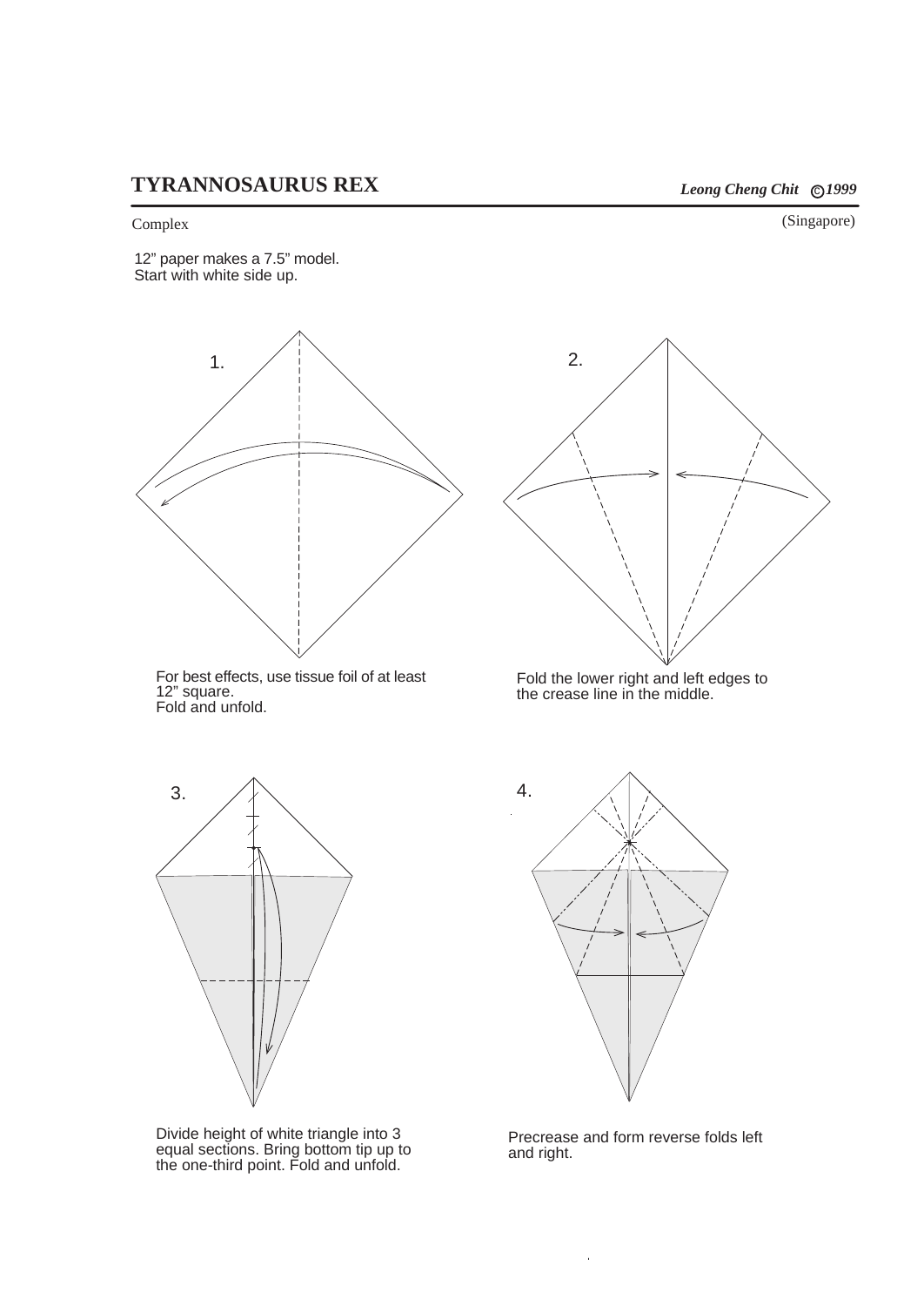# TYRANNOSAURUS REX

***Leong Cheng Chit ©1999***

Complex

(Singapore)

12” paper makes a 7.5” model.
Start with white side up.

1.

For best effects, use tissue foil of at least 12” square.
Fold and unfold.

2.

Fold the lower right and left edges to the crease line in the middle.

3.

Divide height of white triangle into 3 equal sections. Bring bottom tip up to the one-third point. Fold and unfold.

4.

Precrease and form reverse folds left and right.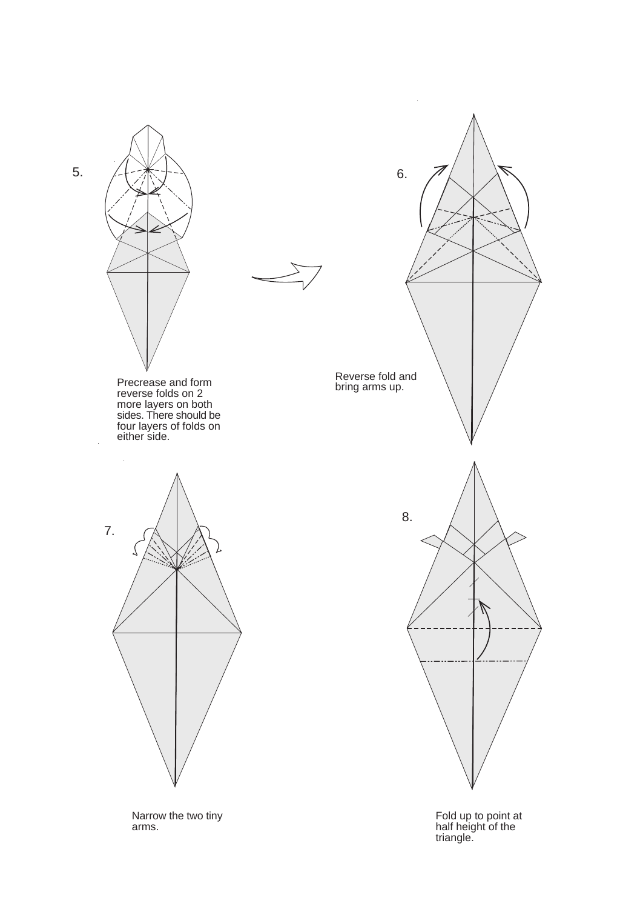5.

Precrease and form reverse folds on 2 more layers on both sides. There should be four layers of folds on either side.

6.

Reverse fold and bring arms up.

7.

Narrow the two tiny arms.

8.

Fold up to point at half height of the triangle.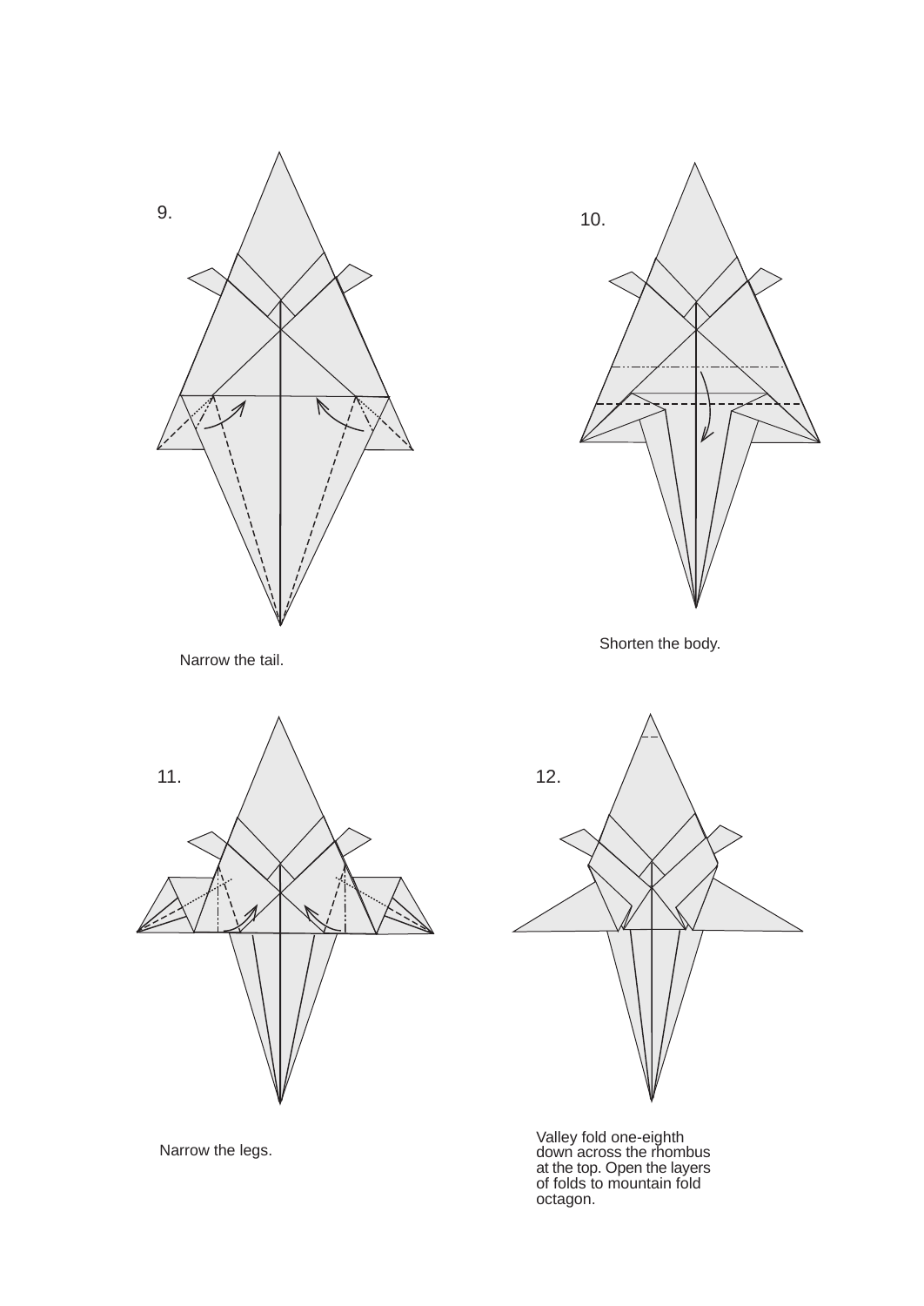9.

Narrow the tail.

10.

Shorten the body.

11.

Narrow the legs.

12.

Valley fold one-eighth down across the rhombus at the top. Open the layers of folds to mountain fold octagon.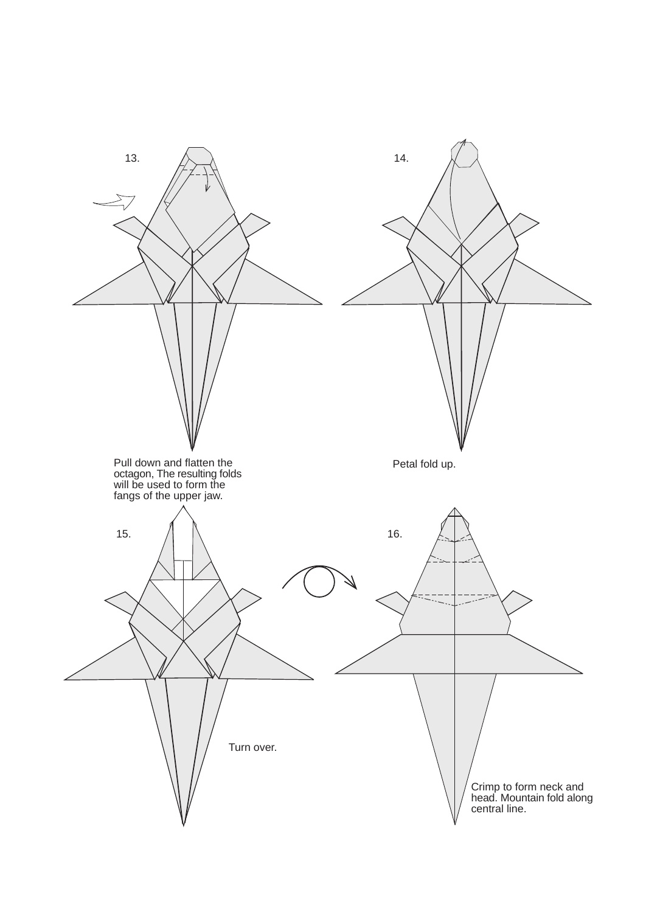13.

Pull down and flatten the octagon, The resulting folds will be used to form the fangs of the upper jaw.

14.

Petal fold up.

15.

Turn over.

16.

Crimp to form neck and head. Mountain fold along central line.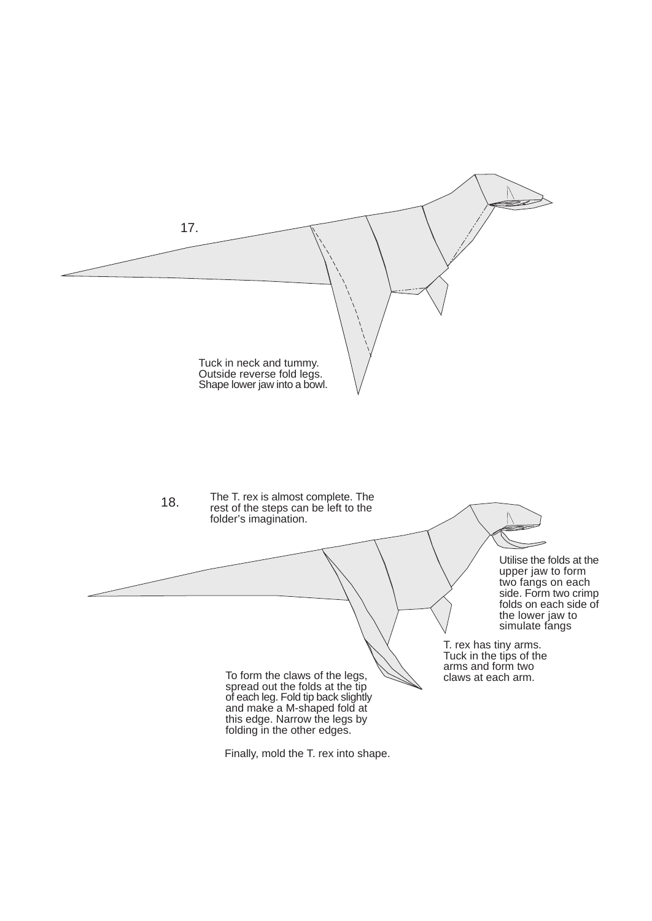17.

Tuck in neck and tummy.
Outside reverse fold legs.
Shape lower jaw into a bowl.

18.

The T. rex is almost complete. The rest of the steps can be left to the folder's imagination.

Utilise the folds at the upper jaw to form two fangs on each side. Form two crimp folds on each side of the lower jaw to simulate fangs

T. rex has tiny arms. Tuck in the tips of the arms and form two claws at each arm.

To form the claws of the legs, spread out the folds at the tip of each leg. Fold tip back slightly and make a M-shaped fold at this edge. Narrow the legs by folding in the other edges.

Finally, mold the T. rex into shape.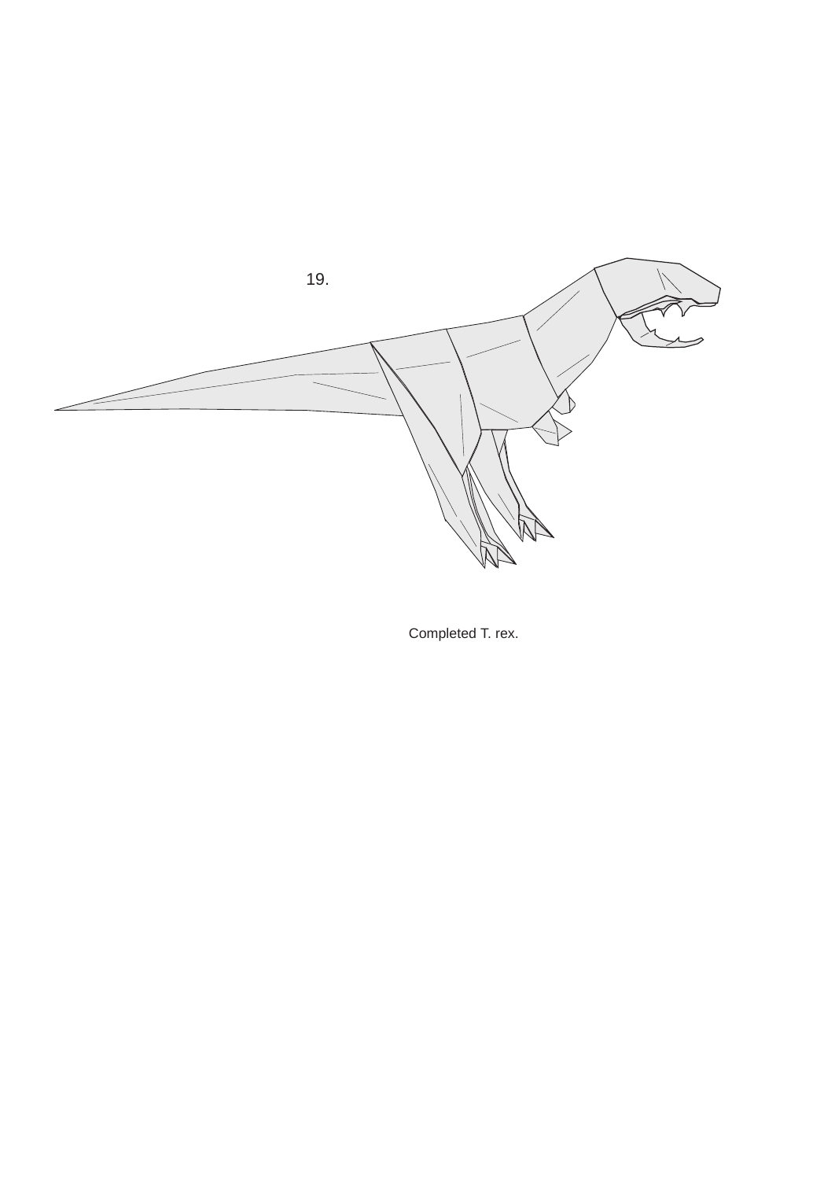19.

Completed T. rex.